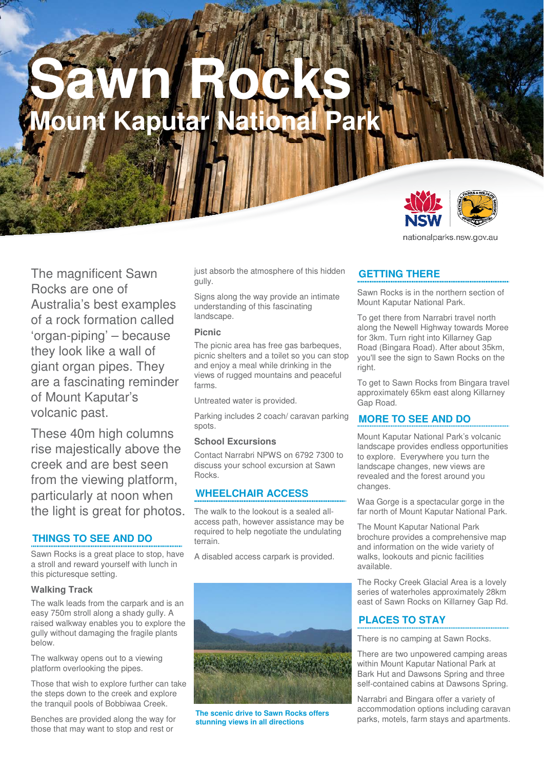# Sawn Rocks

## Mount Kaputar National Park

nationalparks.nsw.gov.au

The magnificent Sawn Rocks are one of Australia's best examples of a rock formation called 'organ-piping' – because they look like a wall of giant organ pipes. They are a fascinating reminder of Mount Kaputar's volcanic past.

These 40m high columns rise majestically above the creek and are best seen from the viewing platform, particularly at noon when the light is great for photos.

## THINGS TO SEE AND DO

Sawn Rocks is a great place to stop, have a stroll and reward yourself with lunch in this picturesque setting.

### Walking Track

The walk leads from the carpark and is an easy 750m stroll along a shady gully. A raised walkway enables you to explore the gully without damaging the fragile plants below.

The walkway opens out to a viewing platform overlooking the pipes.

Those that wish to explore further can take the steps down to the creek and explore the tranquil pools of Bobbiwaa Creek.

Benches are provided along the way for those that may want to stop and rest or just absorb the atmosphere of this hidden gully.

Signs along the way provide an intimate understanding of this fascinating landscape.

### Picnic

The picnic area has free gas barbeques, picnic shelters and a toilet so you can stop and enjoy a meal while drinking in the views of rugged mountains and peaceful farms.

Untreated water is provided.

Parking includes 2 coach/ caravan parking spots.

### School Excursions

Contact Narrabri NPWS on 6792 7300 to discuss your school excursion at Sawn Rocks.

## WHEELCHAIR ACCESS

The walk to the lookout is a sealed all-access path, however assistance may be required to help negotiate the undulating terrain.

A disabled access carpark is provided.

**The scenic drive to Sawn Rocks offers stunning views in all directions**

## GETTING THERE

Sawn Rocks is in the northern section of Mount Kaputar National Park.

To get there from Narrabri travel north along the Newell Highway towards Moree for 3km. Turn right into Killarney Gap Road (Bingara Road). After about 35km, you'll see the sign to Sawn Rocks on the right.

To get to Sawn Rocks from Bingara travel approximately 65km east along Killarney Gap Road.

## MORE TO SEE AND DO

Mount Kaputar National Park's volcanic landscape provides endless opportunities to explore. Everywhere you turn the landscape changes, new views are revealed and the forest around you changes.

Waa Gorge is a spectacular gorge in the far north of Mount Kaputar National Park.

The Mount Kaputar National Park brochure provides a comprehensive map and information on the wide variety of walks, lookouts and picnic facilities available.

The Rocky Creek Glacial Area is a lovely series of waterholes approximately 28km east of Sawn Rocks on Killarney Gap Rd.

## PLACES TO STAY

There is no camping at Sawn Rocks.

There are two unpowered camping areas within Mount Kaputar National Park at Bark Hut and Dawsons Spring and three self-contained cabins at Dawsons Spring.

Narrabri and Bingara offer a variety of accommodation options including caravan parks, motels, farm stays and apartments.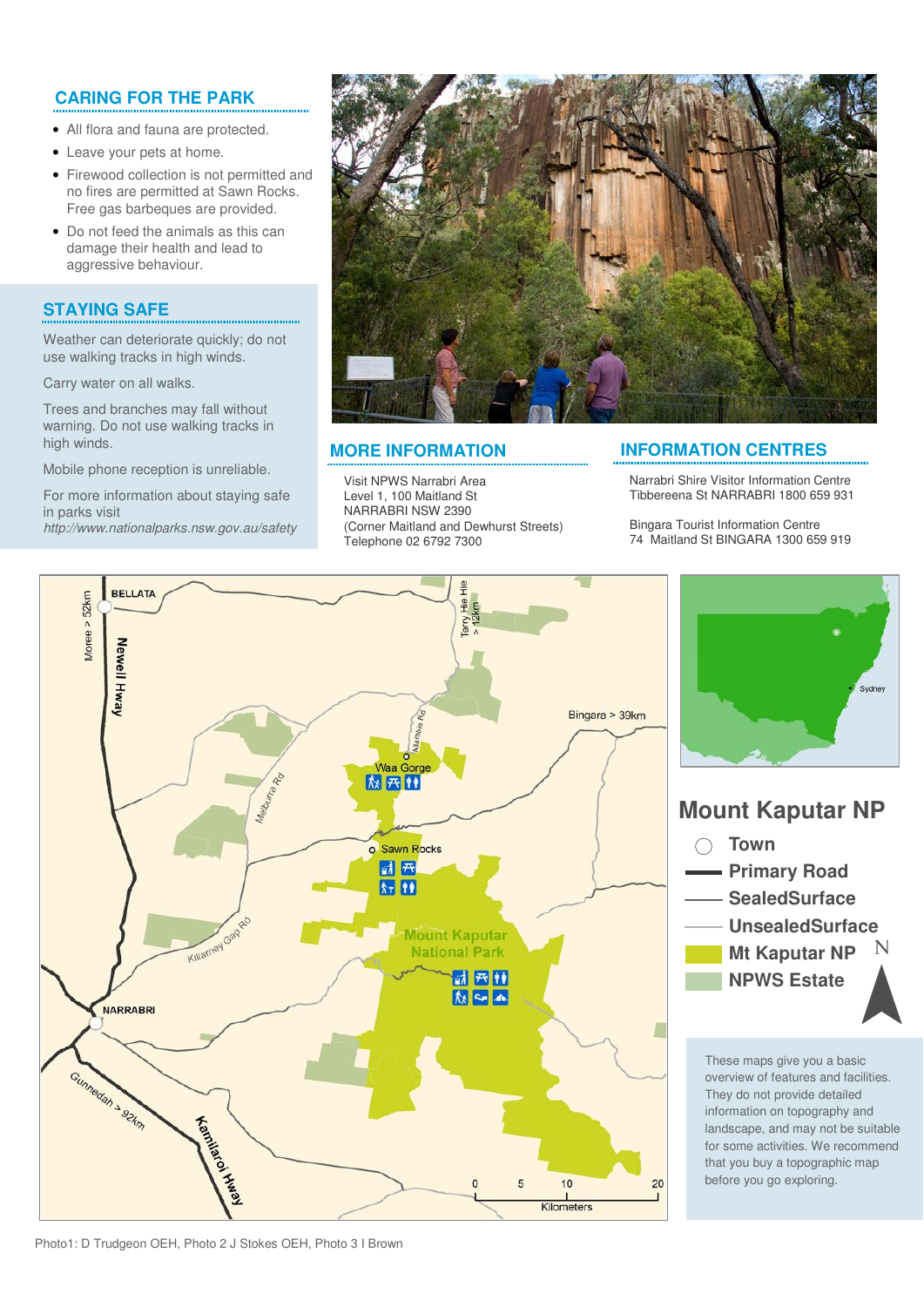## CARING FOR THE PARK

- All flora and fauna are protected.
- Leave your pets at home.
- Firewood collection is not permitted and no fires are permitted at Sawn Rocks. Free gas barbeques are provided.
- Do not feed the animals as this can damage their health and lead to aggressive behaviour.

## STAYING SAFE

Weather can deteriorate quickly; do not use walking tracks in high winds.

Carry water on all walks.

Trees and branches may fall without warning. Do not use walking tracks in high winds.

Mobile phone reception is unreliable.

For more information about staying safe in parks visit
*http://www.nationalparks.nsw.gov.au/safety*

## MORE INFORMATION

Visit NPWS Narrabri Area
Level 1, 100 Maitland St
NARRABRI NSW 2390
(Corner Maitland and Dewhurst Streets)
Telephone 02 6792 7300

## INFORMATION CENTRES

Narrabri Shire Visitor Information Centre
Tibbereena St NARRABRI 1800 659 931

Bingara Tourist Information Centre
74 Maitland St BINGARA 1300 659 919

BELLATA
Moree > 52km
Newell Hway
Terry Hie Hie > 12km
Bingara > 39km
Waa Gorge
Sawn Rocks
Mount Kaputar National Park
NARRABRI
Gunnedah > 92km
Kamilaroi Hway
0 5 10 20
Kilometers

Sydney

## Mount Kaputar NP

- Town
- Primary Road
- SealedSurface
- UnsealedSurface
- Mt Kaputar NP
- NPWS Estate

N

These maps give you a basic overview of features and facilities. They do not provide detailed information on topography and landscape, and may not be suitable for some activities. We recommend that you buy a topographic map before you go exploring.

Photo1: D Trudgeon OEH, Photo 2 J Stokes OEH, Photo 3 I Brown